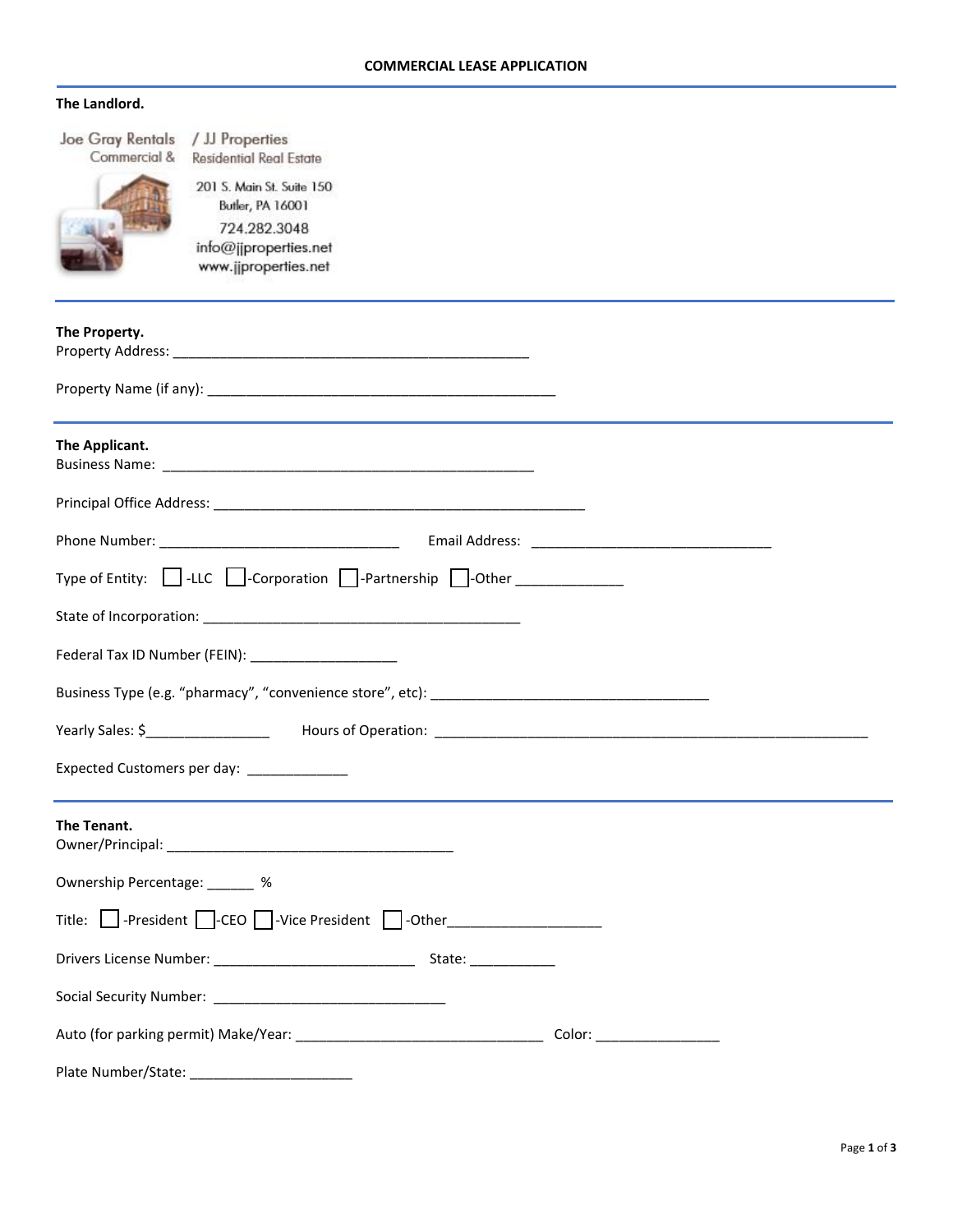# COMMERCIAL LEASE APPLICATION

**The Landlord.**

Joe Gray Rentals / JJ Properties
Commercial & Residential Real Estate

201 S. Main St. Suite 150
Butler, PA 16001
724.282.3048
info@jjproperties.net
www.jjproperties.net

---

**The Property.**

Property Address: _______________________________________________

Property Name (if any): _______________________________________________

---

**The Applicant.**

Business Name: __________________________________________________

Principal Office Address: __________________________________________________

Phone Number: _______________________________ Email Address: _______________________________

Type of Entity: ☐ -LLC ☐ -Corporation ☐ -Partnership ☐ -Other ______________

State of Incorporation: __________________________________________

Federal Tax ID Number (FEIN): ___________________

Business Type (e.g. "pharmacy", "convenience store", etc): ____________________________________

Yearly Sales: $________________ Hours of Operation: ________________________________________________________

Expected Customers per day: _____________

---

**The Tenant.**

Owner/Principal: ______________________________________

Ownership Percentage: ______ %

Title: ☐ -President ☐ -CEO ☐ -Vice President ☐ -Other____________________

Drivers License Number: __________________________ State: ___________

Social Security Number: ______________________________

Auto (for parking permit) Make/Year: ________________________________ Color: ________________

Plate Number/State: _____________________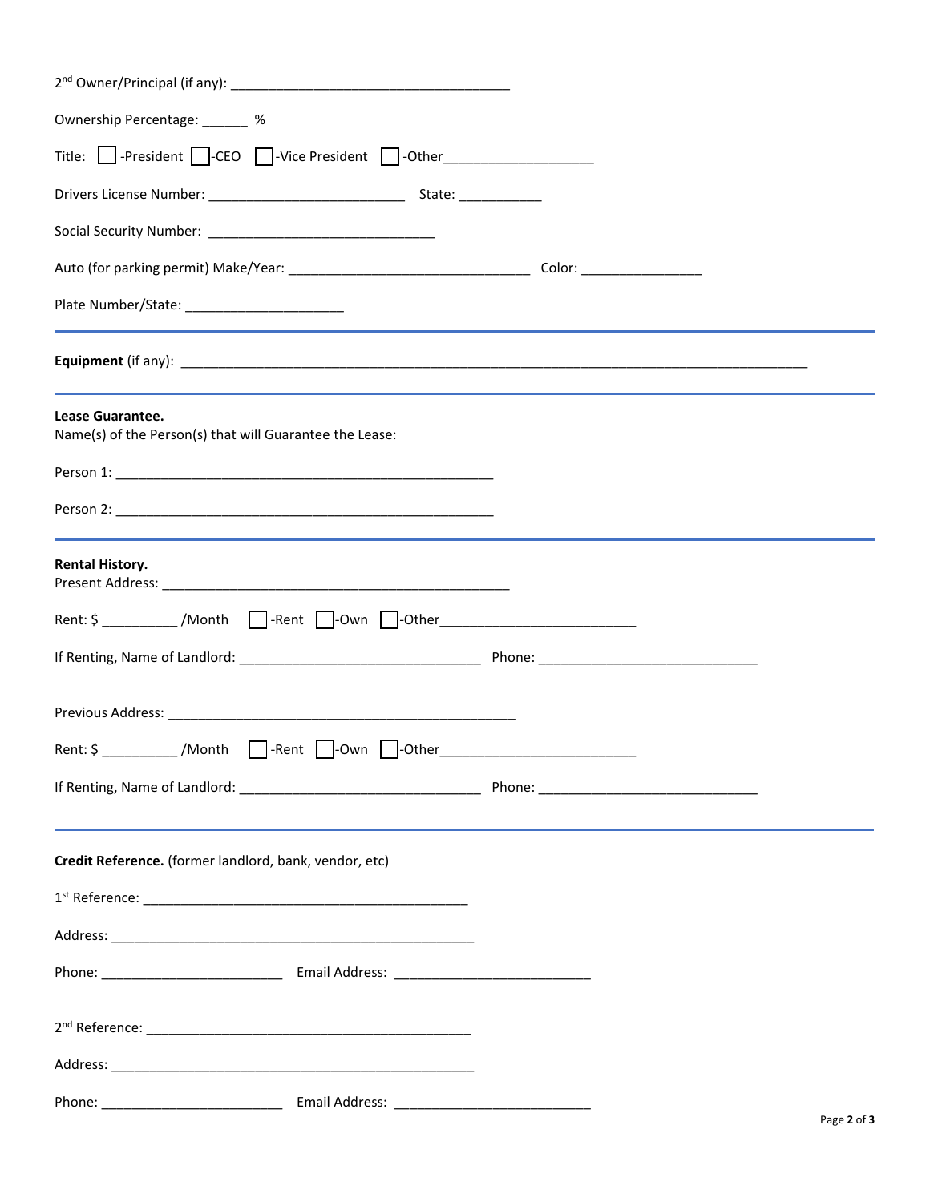2nd Owner/Principal (if any): ______________________________________

Ownership Percentage: ______ %

Title: ☐ -President ☐ -CEO ☐ -Vice President ☐ -Other____________________

Drivers License Number: __________________________ State: ___________

Social Security Number: ______________________________

Auto (for parking permit) Make/Year: ________________________________ Color: ________________

Plate Number/State: _____________________

---

**Equipment** (if any): ____________________________________________________________________________________

---

**Lease Guarantee.**
Name(s) of the Person(s) that will Guarantee the Lease:

Person 1: ___________________________________________________

Person 2: ___________________________________________________

---

**Rental History.**
Present Address: _______________________________________________

Rent: $ __________ /Month ☐ -Rent ☐ -Own ☐ -Other__________________________

If Renting, Name of Landlord: ________________________________ Phone: _____________________________

Previous Address: _______________________________________________

Rent: $ __________ /Month ☐ -Rent ☐ -Own ☐ -Other__________________________

If Renting, Name of Landlord: ________________________________ Phone: _____________________________

---

**Credit Reference.** (former landlord, bank, vendor, etc)

1st Reference: ____________________________________________

Address: _________________________________________________

Phone: ________________________ Email Address: __________________________

2nd Reference: ____________________________________________

Address: _________________________________________________

Phone: ________________________ Email Address: __________________________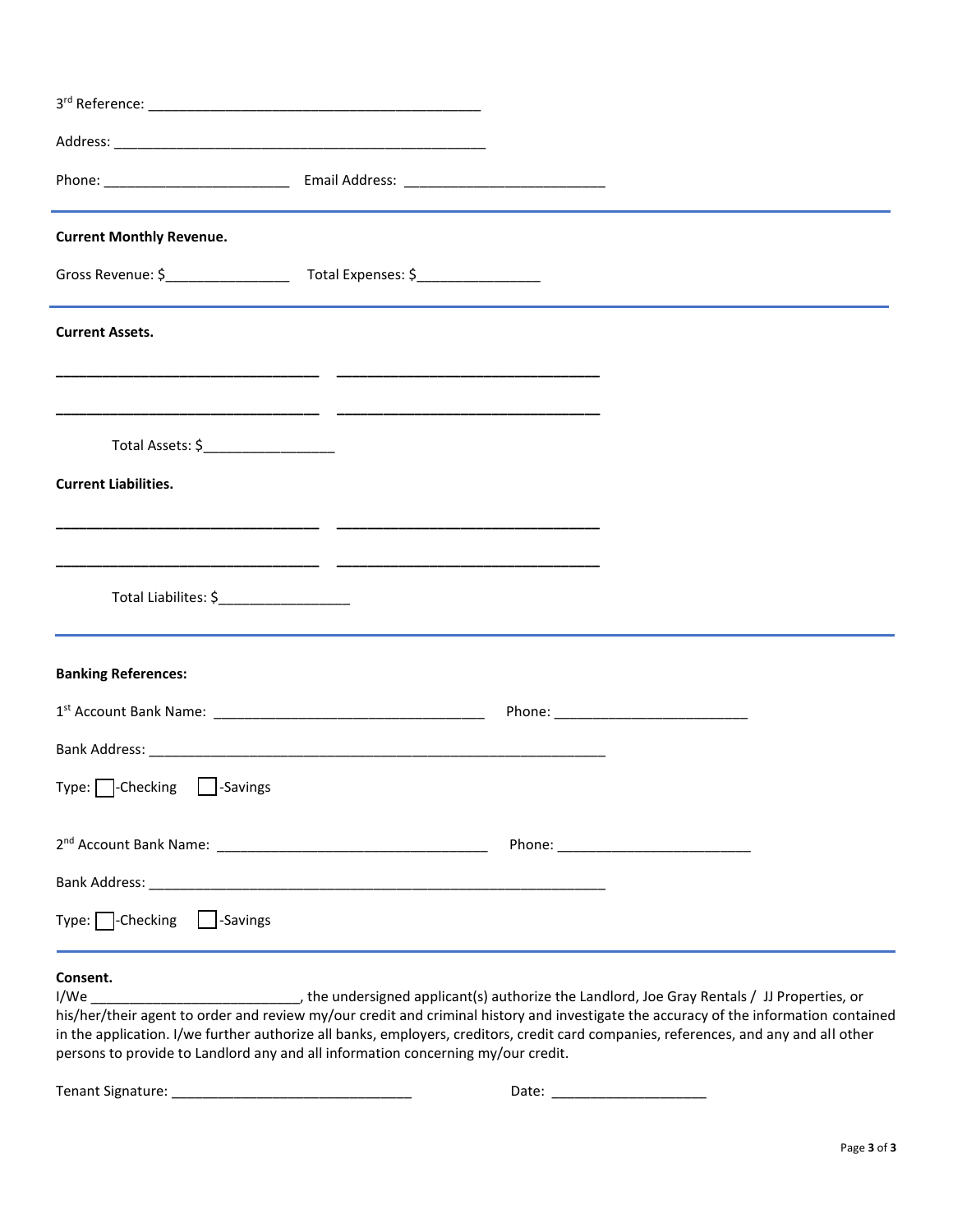3rd Reference: ___________________________________________

Address: _________________________________________________

Phone: ________________________ Email Address: __________________________

---

**Current Monthly Revenue.**

Gross Revenue: $________________ Total Expenses: $________________

---

**Current Assets.**

_________________________________ _________________________________

_________________________________ _________________________________

Total Assets: $_________________

**Current Liabilities.**

_________________________________ _________________________________

_________________________________ _________________________________

Total Liabilites: $_________________

---

**Banking References:**

1st Account Bank Name: ___________________________________ Phone: _________________________

Bank Address: ____________________________________________________________

Type: ☐-Checking ☐-Savings

2nd Account Bank Name: ___________________________________ Phone: _________________________

Bank Address: ____________________________________________________________

Type: ☐-Checking ☐-Savings

---

**Consent.**

I/We ____________________________, the undersigned applicant(s) authorize the Landlord, Joe Gray Rentals / JJ Properties, or his/her/their agent to order and review my/our credit and criminal history and investigate the accuracy of the information contained in the application. I/we further authorize all banks, employers, creditors, credit card companies, references, and any and all other persons to provide to Landlord any and all information concerning my/our credit.

Tenant Signature: ______________________________ Date: ____________________